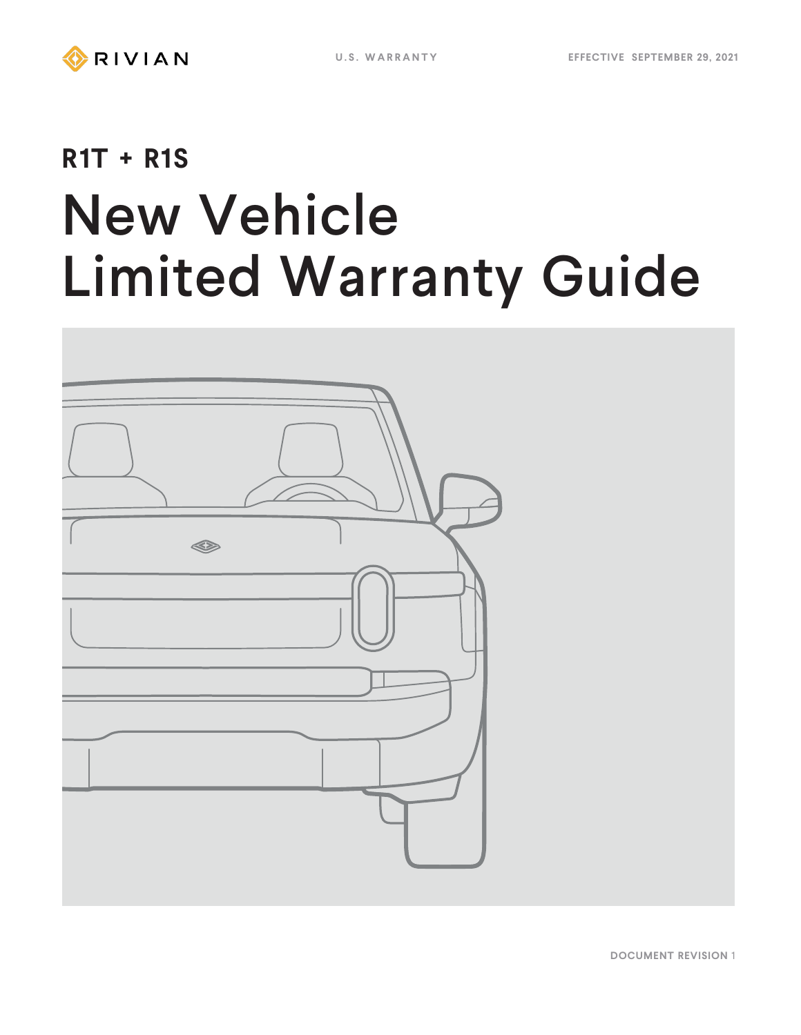RIVIAN

U.S. WARRANTY

EFFECTIVE SEPTEMBER 29, 2021

**R1T + R1S**

# New Vehicle Limited Warranty Guide

DOCUMENT REVISION 1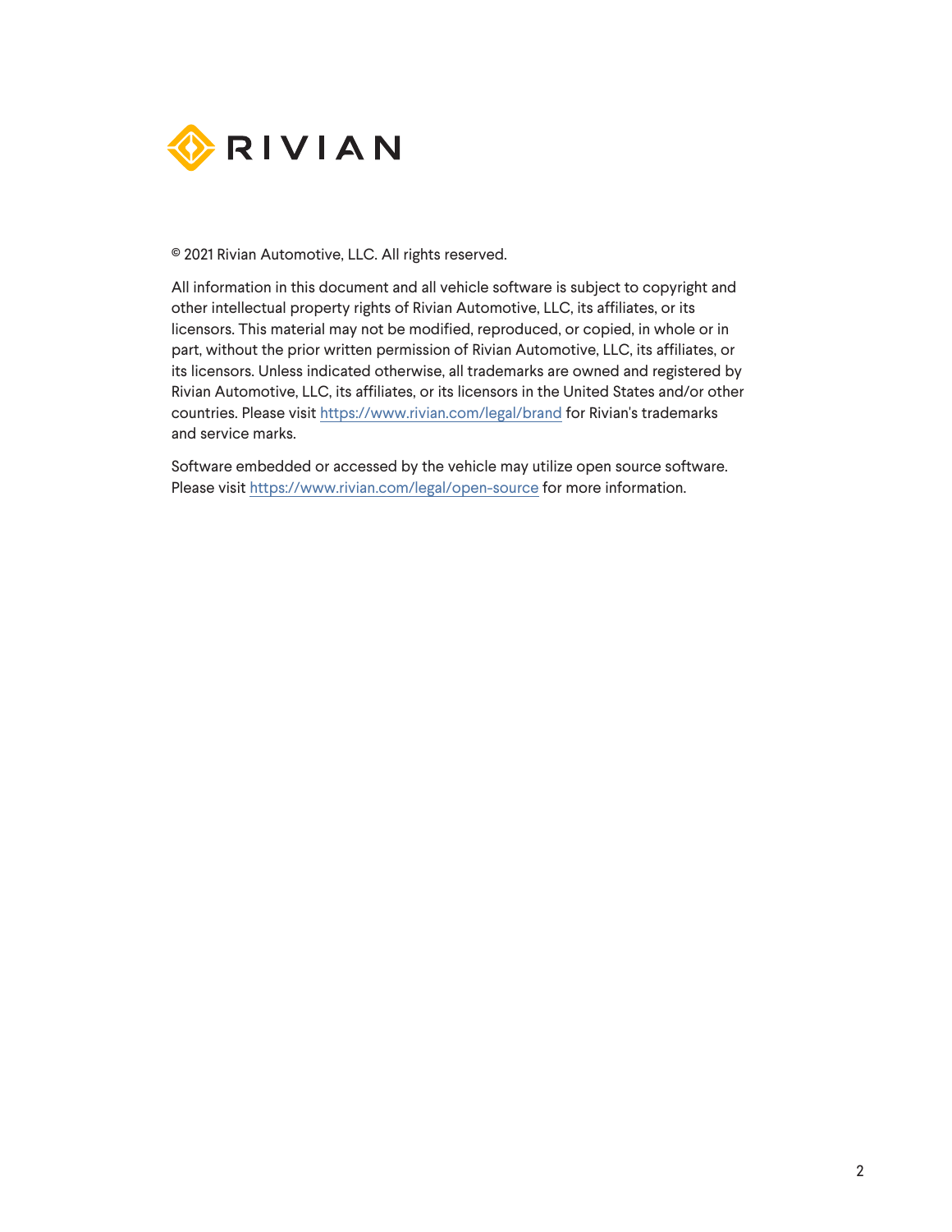RIVIAN

© 2021 Rivian Automotive, LLC. All rights reserved.

All information in this document and all vehicle software is subject to copyright and other intellectual property rights of Rivian Automotive, LLC, its affiliates, or its licensors. This material may not be modified, reproduced, or copied, in whole or in part, without the prior written permission of Rivian Automotive, LLC, its affiliates, or its licensors. Unless indicated otherwise, all trademarks are owned and registered by Rivian Automotive, LLC, its affiliates, or its licensors in the United States and/or other countries. Please visit https://www.rivian.com/legal/brand for Rivian's trademarks and service marks.

Software embedded or accessed by the vehicle may utilize open source software. Please visit https://www.rivian.com/legal/open-source for more information.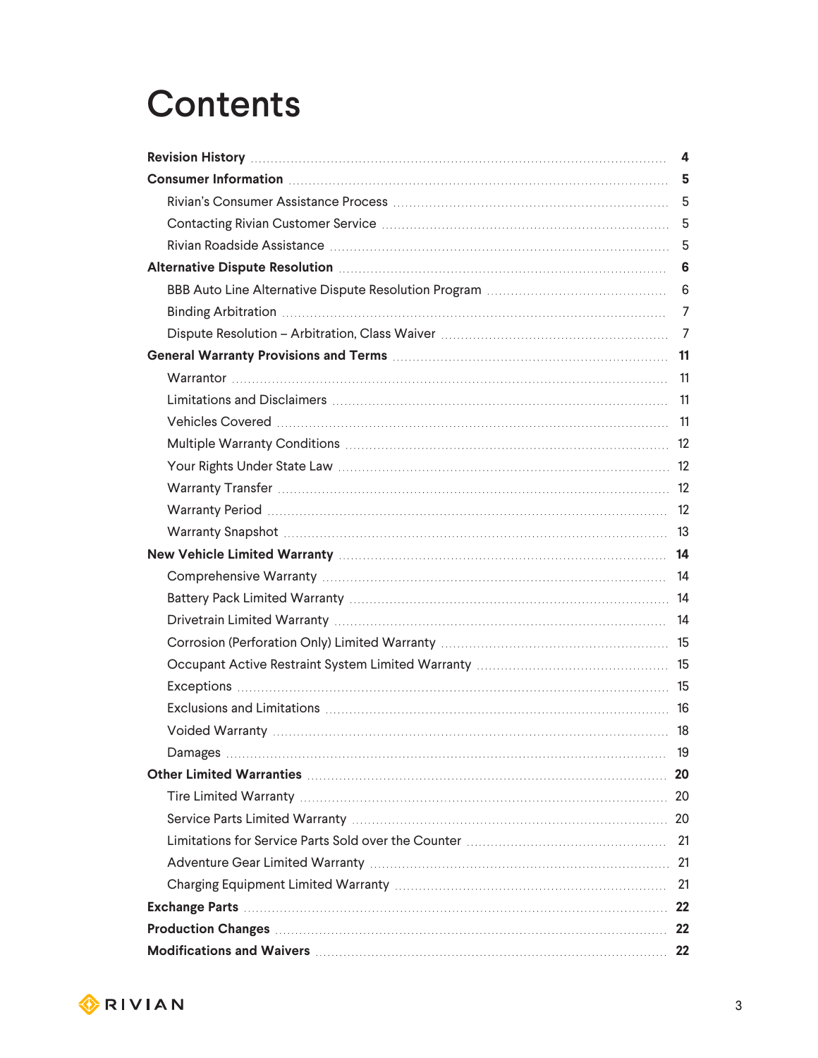# Contents

**Revision History** .......... **4**

**Consumer Information** .......... **5**

- Rivian's Consumer Assistance Process .......... 5
- Contacting Rivian Customer Service .......... 5
- Rivian Roadside Assistance .......... 5

**Alternative Dispute Resolution** .......... **6**

- BBB Auto Line Alternative Dispute Resolution Program .......... 6
- Binding Arbitration .......... 7
- Dispute Resolution – Arbitration, Class Waiver .......... 7

**General Warranty Provisions and Terms** .......... **11**

- Warrantor .......... 11
- Limitations and Disclaimers .......... 11
- Vehicles Covered .......... 11
- Multiple Warranty Conditions .......... 12
- Your Rights Under State Law .......... 12
- Warranty Transfer .......... 12
- Warranty Period .......... 12
- Warranty Snapshot .......... 13

**New Vehicle Limited Warranty** .......... **14**

- Comprehensive Warranty .......... 14
- Battery Pack Limited Warranty .......... 14
- Drivetrain Limited Warranty .......... 14
- Corrosion (Perforation Only) Limited Warranty .......... 15
- Occupant Active Restraint System Limited Warranty .......... 15
- Exceptions .......... 15
- Exclusions and Limitations .......... 16
- Voided Warranty .......... 18
- Damages .......... 19

**Other Limited Warranties** .......... **20**

- Tire Limited Warranty .......... 20
- Service Parts Limited Warranty .......... 20
- Limitations for Service Parts Sold over the Counter .......... 21
- Adventure Gear Limited Warranty .......... 21
- Charging Equipment Limited Warranty .......... 21

**Exchange Parts** .......... **22**

**Production Changes** .......... **22**

**Modifications and Waivers** .......... **22**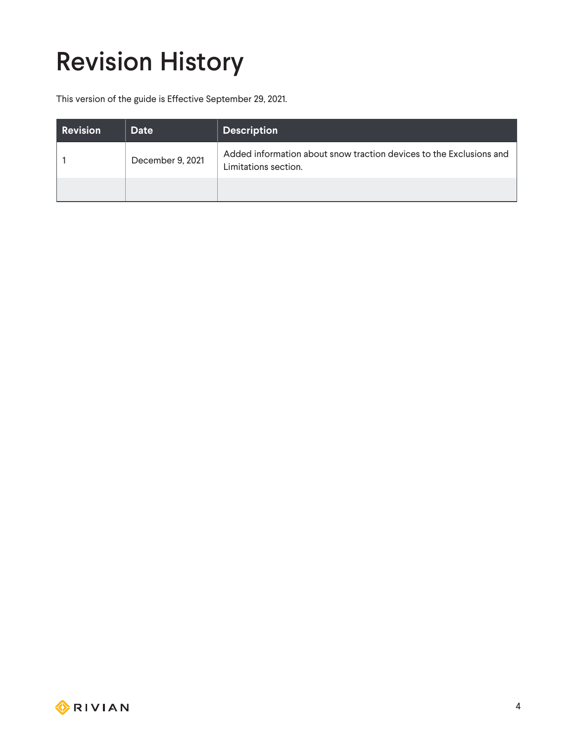# Revision History

This version of the guide is Effective September 29, 2021.

| Revision | Date | Description |
|---|---|---|
| 1 | December 9, 2021 | Added information about snow traction devices to the Exclusions and Limitations section. |
| | | |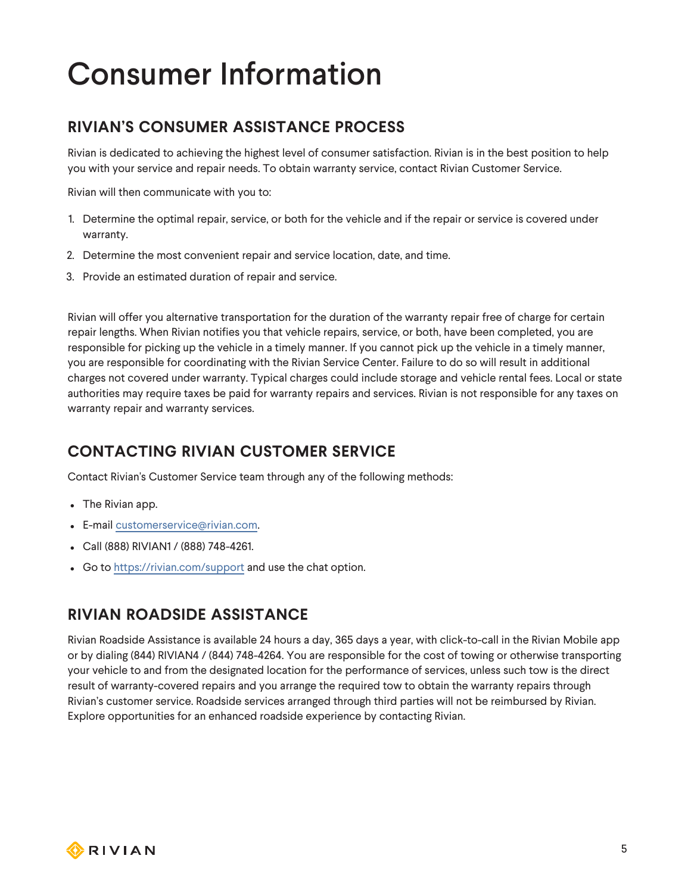# Consumer Information

## RIVIAN'S CONSUMER ASSISTANCE PROCESS

Rivian is dedicated to achieving the highest level of consumer satisfaction. Rivian is in the best position to help you with your service and repair needs. To obtain warranty service, contact Rivian Customer Service.

Rivian will then communicate with you to:

1. Determine the optimal repair, service, or both for the vehicle and if the repair or service is covered under warranty.
2. Determine the most convenient repair and service location, date, and time.
3. Provide an estimated duration of repair and service.

Rivian will offer you alternative transportation for the duration of the warranty repair free of charge for certain repair lengths. When Rivian notifies you that vehicle repairs, service, or both, have been completed, you are responsible for picking up the vehicle in a timely manner. If you cannot pick up the vehicle in a timely manner, you are responsible for coordinating with the Rivian Service Center. Failure to do so will result in additional charges not covered under warranty. Typical charges could include storage and vehicle rental fees. Local or state authorities may require taxes be paid for warranty repairs and services. Rivian is not responsible for any taxes on warranty repair and warranty services.

## CONTACTING RIVIAN CUSTOMER SERVICE

Contact Rivian's Customer Service team through any of the following methods:

- The Rivian app.
- E-mail [customerservice@rivian.com](mailto:customerservice@rivian.com).
- Call (888) RIVIAN1 / (888) 748-4261.
- Go to [https://rivian.com/support](https://rivian.com/support) and use the chat option.

## RIVIAN ROADSIDE ASSISTANCE

Rivian Roadside Assistance is available 24 hours a day, 365 days a year, with click-to-call in the Rivian Mobile app or by dialing (844) RIVIAN4 / (844) 748-4264. You are responsible for the cost of towing or otherwise transporting your vehicle to and from the designated location for the performance of services, unless such tow is the direct result of warranty-covered repairs and you arrange the required tow to obtain the warranty repairs through Rivian's customer service. Roadside services arranged through third parties will not be reimbursed by Rivian. Explore opportunities for an enhanced roadside experience by contacting Rivian.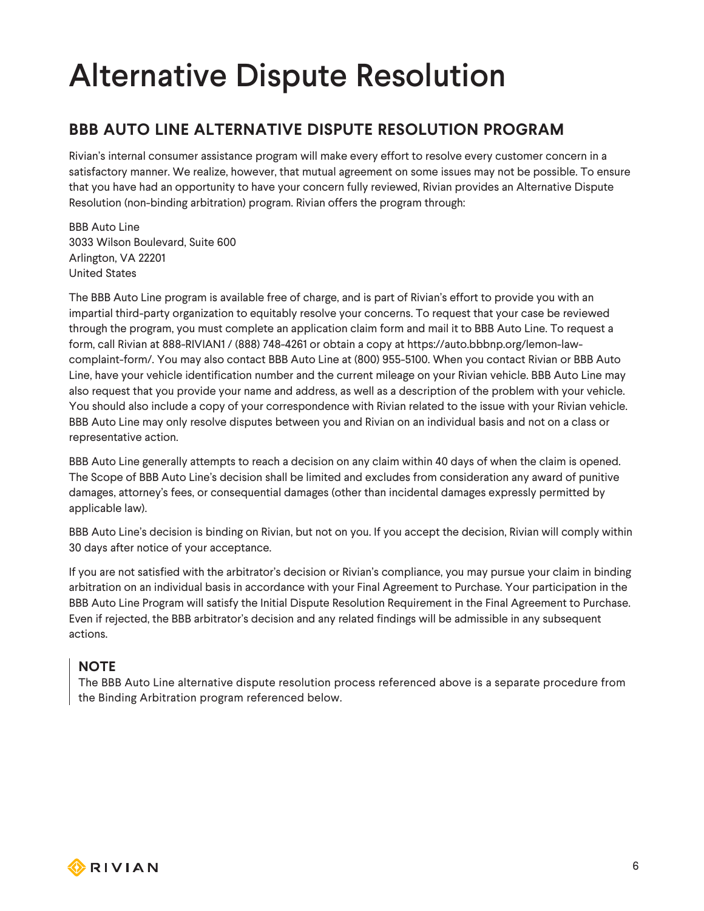# Alternative Dispute Resolution

## BBB AUTO LINE ALTERNATIVE DISPUTE RESOLUTION PROGRAM

Rivian's internal consumer assistance program will make every effort to resolve every customer concern in a satisfactory manner. We realize, however, that mutual agreement on some issues may not be possible. To ensure that you have had an opportunity to have your concern fully reviewed, Rivian provides an Alternative Dispute Resolution (non-binding arbitration) program. Rivian offers the program through:

BBB Auto Line
3033 Wilson Boulevard, Suite 600
Arlington, VA 22201
United States

The BBB Auto Line program is available free of charge, and is part of Rivian's effort to provide you with an impartial third-party organization to equitably resolve your concerns. To request that your case be reviewed through the program, you must complete an application claim form and mail it to BBB Auto Line. To request a form, call Rivian at 888-RIVIAN1 / (888) 748-4261 or obtain a copy at https://auto.bbbnp.org/lemon-law-complaint-form/. You may also contact BBB Auto Line at (800) 955-5100. When you contact Rivian or BBB Auto Line, have your vehicle identification number and the current mileage on your Rivian vehicle. BBB Auto Line may also request that you provide your name and address, as well as a description of the problem with your vehicle. You should also include a copy of your correspondence with Rivian related to the issue with your Rivian vehicle. BBB Auto Line may only resolve disputes between you and Rivian on an individual basis and not on a class or representative action.

BBB Auto Line generally attempts to reach a decision on any claim within 40 days of when the claim is opened. The Scope of BBB Auto Line's decision shall be limited and excludes from consideration any award of punitive damages, attorney's fees, or consequential damages (other than incidental damages expressly permitted by applicable law).

BBB Auto Line's decision is binding on Rivian, but not on you. If you accept the decision, Rivian will comply within 30 days after notice of your acceptance.

If you are not satisfied with the arbitrator's decision or Rivian's compliance, you may pursue your claim in binding arbitration on an individual basis in accordance with your Final Agreement to Purchase. Your participation in the BBB Auto Line Program will satisfy the Initial Dispute Resolution Requirement in the Final Agreement to Purchase. Even if rejected, the BBB arbitrator's decision and any related findings will be admissible in any subsequent actions.

> **NOTE**
> The BBB Auto Line alternative dispute resolution process referenced above is a separate procedure from the Binding Arbitration program referenced below.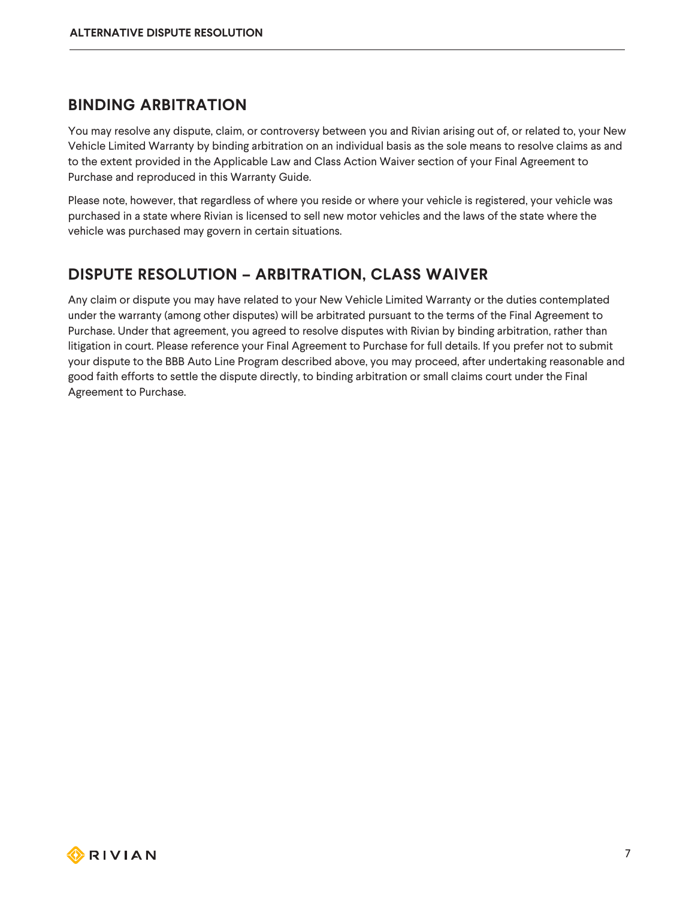## BINDING ARBITRATION

You may resolve any dispute, claim, or controversy between you and Rivian arising out of, or related to, your New Vehicle Limited Warranty by binding arbitration on an individual basis as the sole means to resolve claims as and to the extent provided in the Applicable Law and Class Action Waiver section of your Final Agreement to Purchase and reproduced in this Warranty Guide.

Please note, however, that regardless of where you reside or where your vehicle is registered, your vehicle was purchased in a state where Rivian is licensed to sell new motor vehicles and the laws of the state where the vehicle was purchased may govern in certain situations.

## DISPUTE RESOLUTION – ARBITRATION, CLASS WAIVER

Any claim or dispute you may have related to your New Vehicle Limited Warranty or the duties contemplated under the warranty (among other disputes) will be arbitrated pursuant to the terms of the Final Agreement to Purchase. Under that agreement, you agreed to resolve disputes with Rivian by binding arbitration, rather than litigation in court. Please reference your Final Agreement to Purchase for full details. If you prefer not to submit your dispute to the BBB Auto Line Program described above, you may proceed, after undertaking reasonable and good faith efforts to settle the dispute directly, to binding arbitration or small claims court under the Final Agreement to Purchase.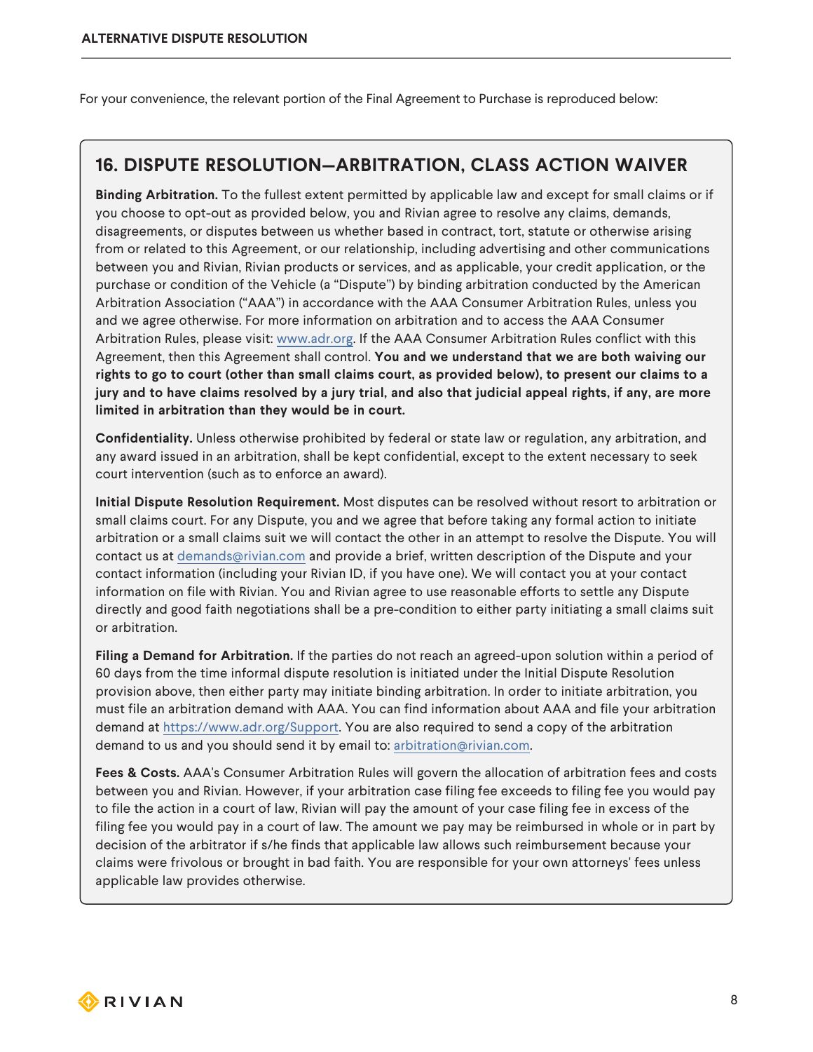For your convenience, the relevant portion of the Final Agreement to Purchase is reproduced below:

## 16. DISPUTE RESOLUTION—ARBITRATION, CLASS ACTION WAIVER

**Binding Arbitration.** To the fullest extent permitted by applicable law and except for small claims or if you choose to opt-out as provided below, you and Rivian agree to resolve any claims, demands, disagreements, or disputes between us whether based in contract, tort, statute or otherwise arising from or related to this Agreement, or our relationship, including advertising and other communications between you and Rivian, Rivian products or services, and as applicable, your credit application, or the purchase or condition of the Vehicle (a "Dispute") by binding arbitration conducted by the American Arbitration Association ("AAA") in accordance with the AAA Consumer Arbitration Rules, unless you and we agree otherwise. For more information on arbitration and to access the AAA Consumer Arbitration Rules, please visit: www.adr.org. If the AAA Consumer Arbitration Rules conflict with this Agreement, then this Agreement shall control. **You and we understand that we are both waiving our rights to go to court (other than small claims court, as provided below), to present our claims to a jury and to have claims resolved by a jury trial, and also that judicial appeal rights, if any, are more limited in arbitration than they would be in court.**

**Confidentiality.** Unless otherwise prohibited by federal or state law or regulation, any arbitration, and any award issued in an arbitration, shall be kept confidential, except to the extent necessary to seek court intervention (such as to enforce an award).

**Initial Dispute Resolution Requirement.** Most disputes can be resolved without resort to arbitration or small claims court. For any Dispute, you and we agree that before taking any formal action to initiate arbitration or a small claims suit we will contact the other in an attempt to resolve the Dispute. You will contact us at demands@rivian.com and provide a brief, written description of the Dispute and your contact information (including your Rivian ID, if you have one). We will contact you at your contact information on file with Rivian. You and Rivian agree to use reasonable efforts to settle any Dispute directly and good faith negotiations shall be a pre-condition to either party initiating a small claims suit or arbitration.

**Filing a Demand for Arbitration.** If the parties do not reach an agreed-upon solution within a period of 60 days from the time informal dispute resolution is initiated under the Initial Dispute Resolution provision above, then either party may initiate binding arbitration. In order to initiate arbitration, you must file an arbitration demand with AAA. You can find information about AAA and file your arbitration demand at https://www.adr.org/Support. You are also required to send a copy of the arbitration demand to us and you should send it by email to: arbitration@rivian.com.

**Fees & Costs.** AAA's Consumer Arbitration Rules will govern the allocation of arbitration fees and costs between you and Rivian. However, if your arbitration case filing fee exceeds to filing fee you would pay to file the action in a court of law, Rivian will pay the amount of your case filing fee in excess of the filing fee you would pay in a court of law. The amount we pay may be reimbursed in whole or in part by decision of the arbitrator if s/he finds that applicable law allows such reimbursement because your claims were frivolous or brought in bad faith. You are responsible for your own attorneys' fees unless applicable law provides otherwise.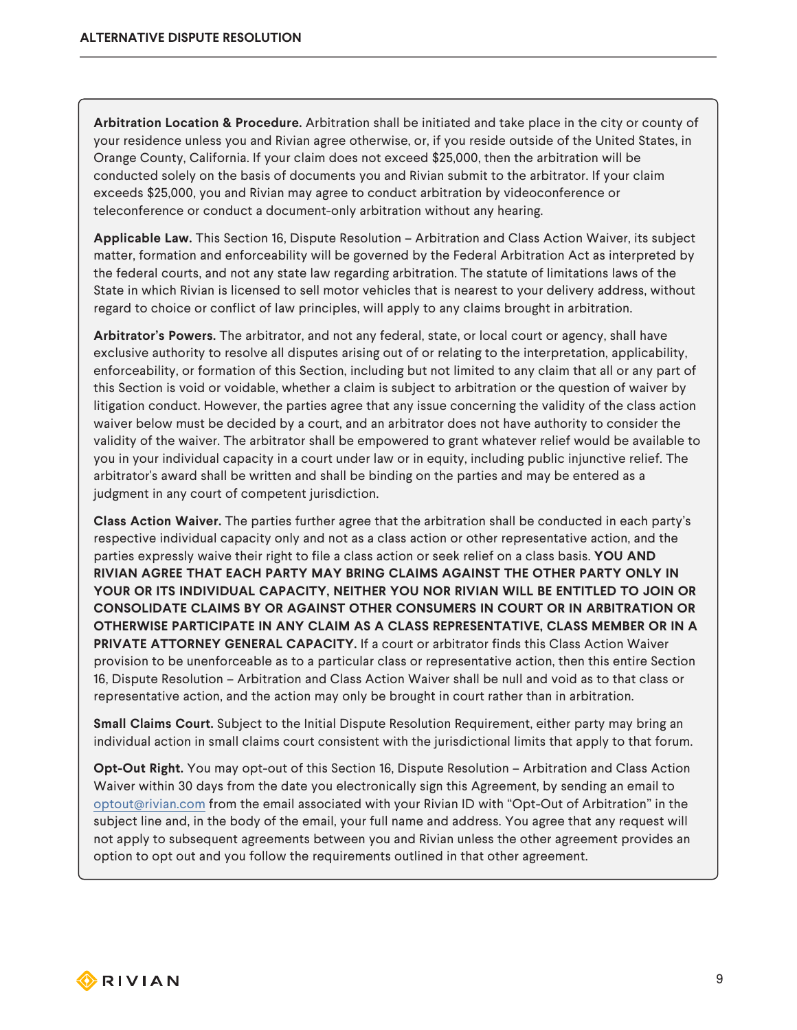**Arbitration Location & Procedure.** Arbitration shall be initiated and take place in the city or county of your residence unless you and Rivian agree otherwise, or, if you reside outside of the United States, in Orange County, California. If your claim does not exceed $25,000, then the arbitration will be conducted solely on the basis of documents you and Rivian submit to the arbitrator. If your claim exceeds $25,000, you and Rivian may agree to conduct arbitration by videoconference or teleconference or conduct a document-only arbitration without any hearing.

**Applicable Law.** This Section 16, Dispute Resolution – Arbitration and Class Action Waiver, its subject matter, formation and enforceability will be governed by the Federal Arbitration Act as interpreted by the federal courts, and not any state law regarding arbitration. The statute of limitations laws of the State in which Rivian is licensed to sell motor vehicles that is nearest to your delivery address, without regard to choice or conflict of law principles, will apply to any claims brought in arbitration.

**Arbitrator's Powers.** The arbitrator, and not any federal, state, or local court or agency, shall have exclusive authority to resolve all disputes arising out of or relating to the interpretation, applicability, enforceability, or formation of this Section, including but not limited to any claim that all or any part of this Section is void or voidable, whether a claim is subject to arbitration or the question of waiver by litigation conduct. However, the parties agree that any issue concerning the validity of the class action waiver below must be decided by a court, and an arbitrator does not have authority to consider the validity of the waiver. The arbitrator shall be empowered to grant whatever relief would be available to you in your individual capacity in a court under law or in equity, including public injunctive relief. The arbitrator's award shall be written and shall be binding on the parties and may be entered as a judgment in any court of competent jurisdiction.

**Class Action Waiver.** The parties further agree that the arbitration shall be conducted in each party's respective individual capacity only and not as a class action or other representative action, and the parties expressly waive their right to file a class action or seek relief on a class basis. **YOU AND RIVIAN AGREE THAT EACH PARTY MAY BRING CLAIMS AGAINST THE OTHER PARTY ONLY IN YOUR OR ITS INDIVIDUAL CAPACITY, NEITHER YOU NOR RIVIAN WILL BE ENTITLED TO JOIN OR CONSOLIDATE CLAIMS BY OR AGAINST OTHER CONSUMERS IN COURT OR IN ARBITRATION OR OTHERWISE PARTICIPATE IN ANY CLAIM AS A CLASS REPRESENTATIVE, CLASS MEMBER OR IN A PRIVATE ATTORNEY GENERAL CAPACITY.** If a court or arbitrator finds this Class Action Waiver provision to be unenforceable as to a particular class or representative action, then this entire Section 16, Dispute Resolution – Arbitration and Class Action Waiver shall be null and void as to that class or representative action, and the action may only be brought in court rather than in arbitration.

**Small Claims Court.** Subject to the Initial Dispute Resolution Requirement, either party may bring an individual action in small claims court consistent with the jurisdictional limits that apply to that forum.

**Opt-Out Right.** You may opt-out of this Section 16, Dispute Resolution – Arbitration and Class Action Waiver within 30 days from the date you electronically sign this Agreement, by sending an email to optout@rivian.com from the email associated with your Rivian ID with "Opt-Out of Arbitration" in the subject line and, in the body of the email, your full name and address. You agree that any request will not apply to subsequent agreements between you and Rivian unless the other agreement provides an option to opt out and you follow the requirements outlined in that other agreement.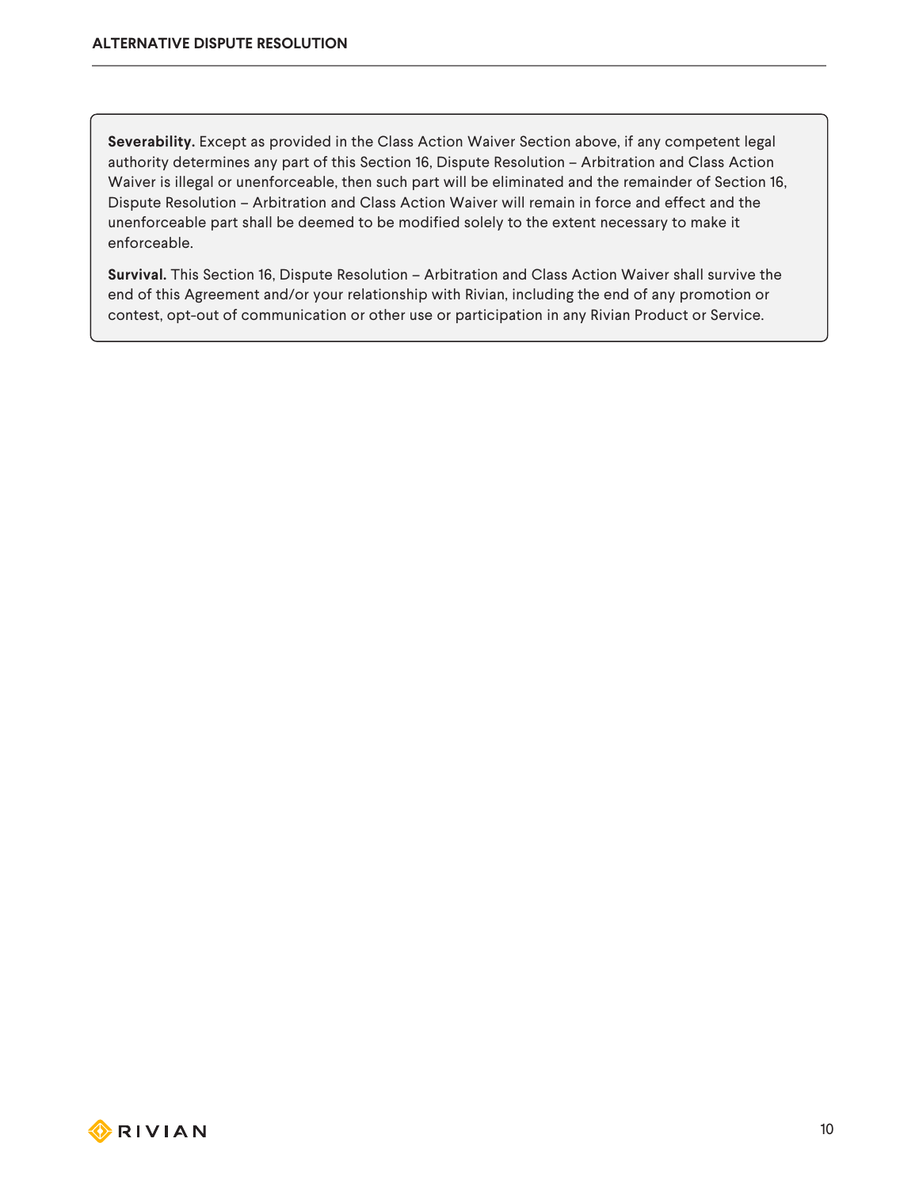**Severability.** Except as provided in the Class Action Waiver Section above, if any competent legal authority determines any part of this Section 16, Dispute Resolution – Arbitration and Class Action Waiver is illegal or unenforceable, then such part will be eliminated and the remainder of Section 16, Dispute Resolution – Arbitration and Class Action Waiver will remain in force and effect and the unenforceable part shall be deemed to be modified solely to the extent necessary to make it enforceable.

**Survival.** This Section 16, Dispute Resolution – Arbitration and Class Action Waiver shall survive the end of this Agreement and/or your relationship with Rivian, including the end of any promotion or contest, opt-out of communication or other use or participation in any Rivian Product or Service.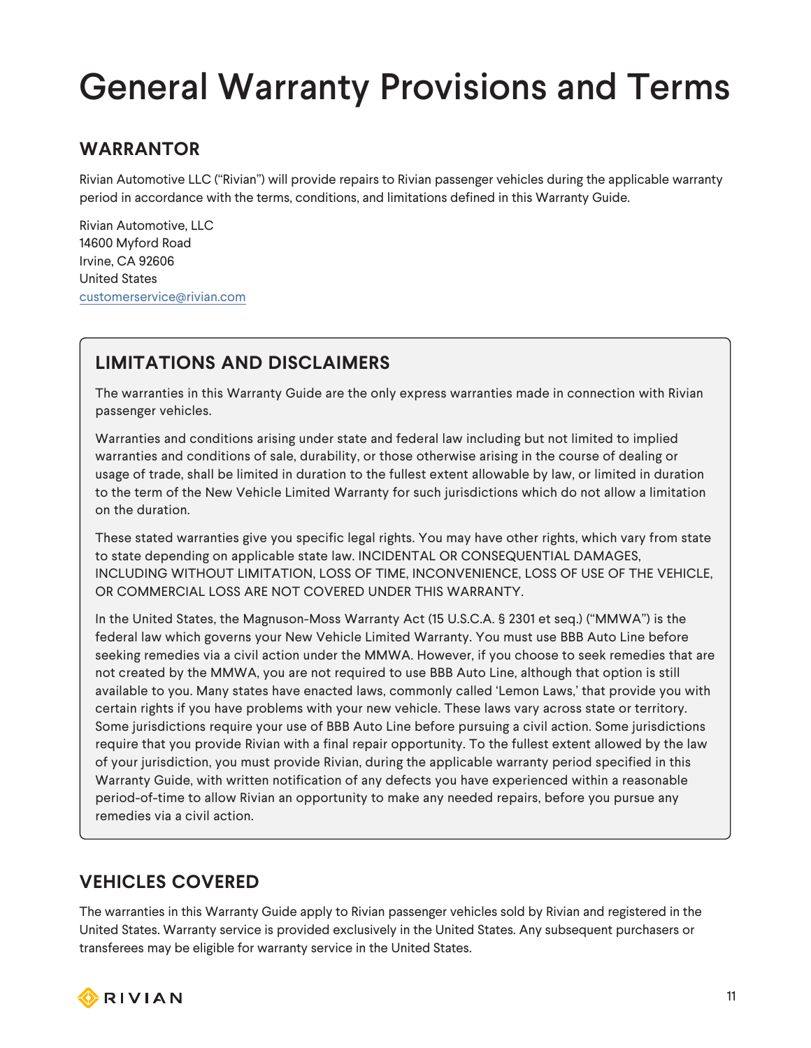# General Warranty Provisions and Terms

## WARRANTOR

Rivian Automotive LLC ("Rivian") will provide repairs to Rivian passenger vehicles during the applicable warranty period in accordance with the terms, conditions, and limitations defined in this Warranty Guide.

Rivian Automotive, LLC
14600 Myford Road
Irvine, CA 92606
United States
customerservice@rivian.com

## LIMITATIONS AND DISCLAIMERS

The warranties in this Warranty Guide are the only express warranties made in connection with Rivian passenger vehicles.

Warranties and conditions arising under state and federal law including but not limited to implied warranties and conditions of sale, durability, or those otherwise arising in the course of dealing or usage of trade, shall be limited in duration to the fullest extent allowable by law, or limited in duration to the term of the New Vehicle Limited Warranty for such jurisdictions which do not allow a limitation on the duration.

These stated warranties give you specific legal rights. You may have other rights, which vary from state to state depending on applicable state law. INCIDENTAL OR CONSEQUENTIAL DAMAGES, INCLUDING WITHOUT LIMITATION, LOSS OF TIME, INCONVENIENCE, LOSS OF USE OF THE VEHICLE, OR COMMERCIAL LOSS ARE NOT COVERED UNDER THIS WARRANTY.

In the United States, the Magnuson-Moss Warranty Act (15 U.S.C.A. § 2301 et seq.) ("MMWA") is the federal law which governs your New Vehicle Limited Warranty. You must use BBB Auto Line before seeking remedies via a civil action under the MMWA. However, if you choose to seek remedies that are not created by the MMWA, you are not required to use BBB Auto Line, although that option is still available to you. Many states have enacted laws, commonly called 'Lemon Laws,' that provide you with certain rights if you have problems with your new vehicle. These laws vary across state or territory. Some jurisdictions require your use of BBB Auto Line before pursuing a civil action. Some jurisdictions require that you provide Rivian with a final repair opportunity. To the fullest extent allowed by the law of your jurisdiction, you must provide Rivian, during the applicable warranty period specified in this Warranty Guide, with written notification of any defects you have experienced within a reasonable period-of-time to allow Rivian an opportunity to make any needed repairs, before you pursue any remedies via a civil action.

## VEHICLES COVERED

The warranties in this Warranty Guide apply to Rivian passenger vehicles sold by Rivian and registered in the United States. Warranty service is provided exclusively in the United States. Any subsequent purchasers or transferees may be eligible for warranty service in the United States.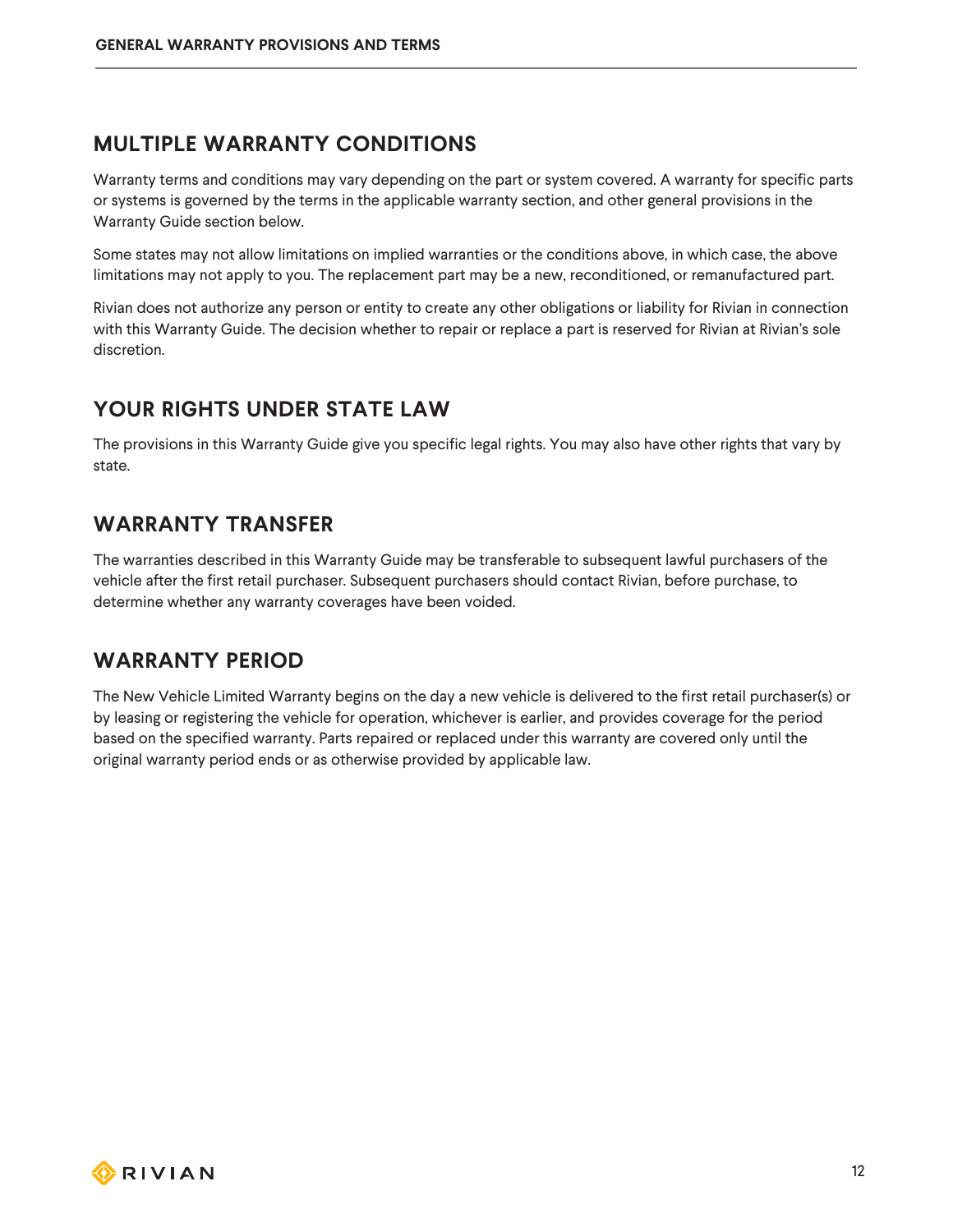## MULTIPLE WARRANTY CONDITIONS

Warranty terms and conditions may vary depending on the part or system covered. A warranty for specific parts or systems is governed by the terms in the applicable warranty section, and other general provisions in the Warranty Guide section below.

Some states may not allow limitations on implied warranties or the conditions above, in which case, the above limitations may not apply to you. The replacement part may be a new, reconditioned, or remanufactured part.

Rivian does not authorize any person or entity to create any other obligations or liability for Rivian in connection with this Warranty Guide. The decision whether to repair or replace a part is reserved for Rivian at Rivian's sole discretion.

## YOUR RIGHTS UNDER STATE LAW

The provisions in this Warranty Guide give you specific legal rights. You may also have other rights that vary by state.

## WARRANTY TRANSFER

The warranties described in this Warranty Guide may be transferable to subsequent lawful purchasers of the vehicle after the first retail purchaser. Subsequent purchasers should contact Rivian, before purchase, to determine whether any warranty coverages have been voided.

## WARRANTY PERIOD

The New Vehicle Limited Warranty begins on the day a new vehicle is delivered to the first retail purchaser(s) or by leasing or registering the vehicle for operation, whichever is earlier, and provides coverage for the period based on the specified warranty. Parts repaired or replaced under this warranty are covered only until the original warranty period ends or as otherwise provided by applicable law.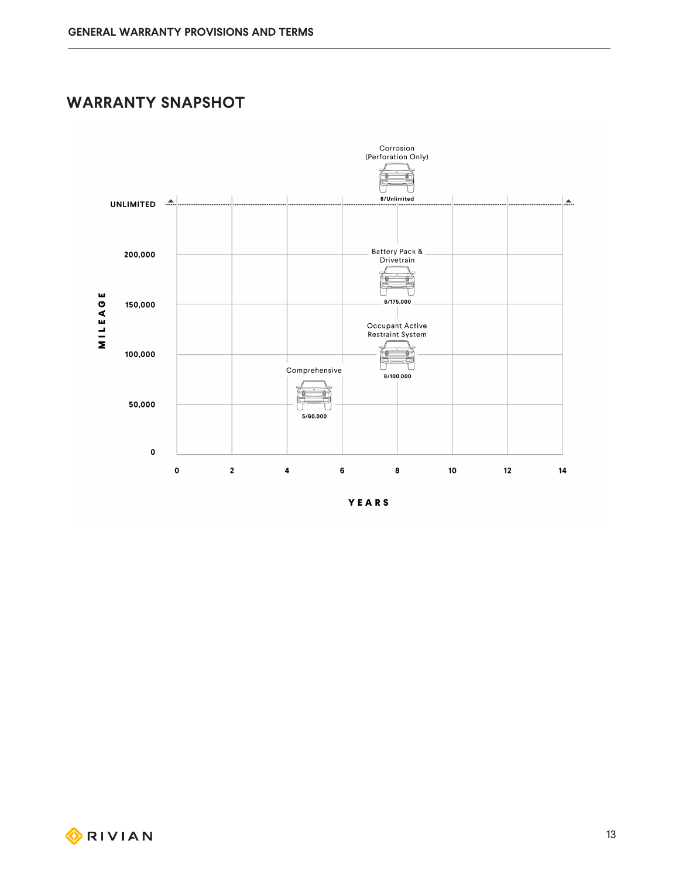## WARRANTY SNAPSHOT

| Coverage | Years/Mileage |
| --- | --- |
| Corrosion (Perforation Only) | 8/Unlimited |
| Battery Pack & Drivetrain | 8/175,000 |
| Occupant Active Restraint System | 8/100,000 |
| Comprehensive | 5/60,000 |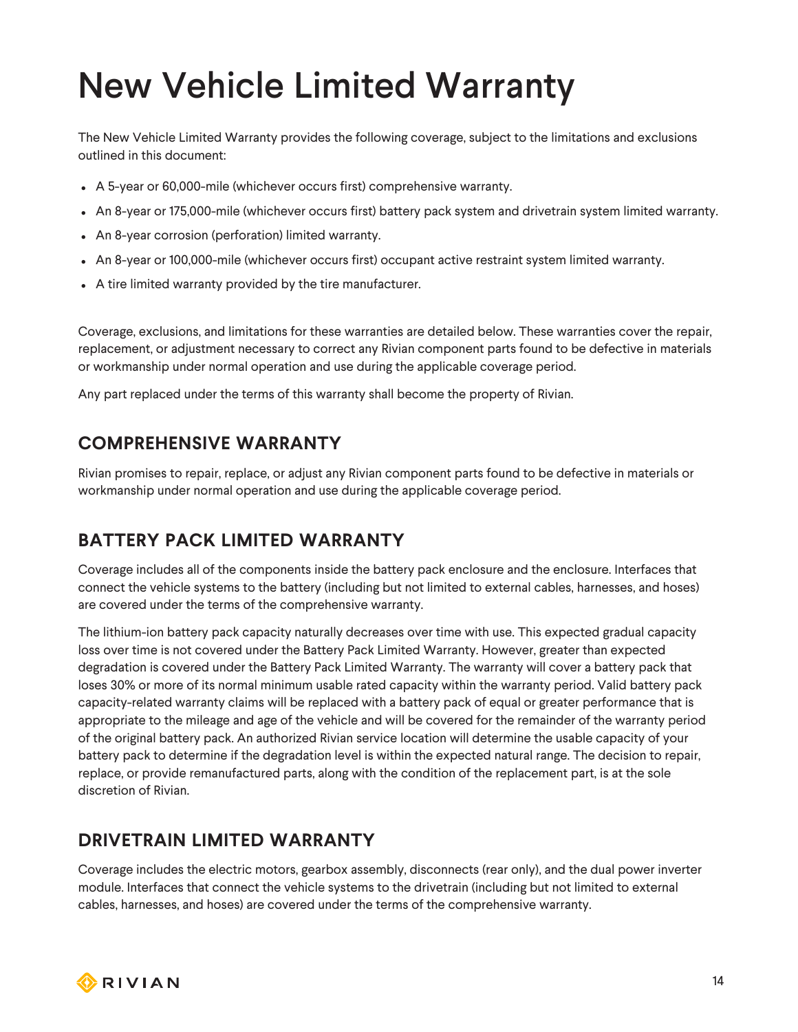# New Vehicle Limited Warranty

The New Vehicle Limited Warranty provides the following coverage, subject to the limitations and exclusions outlined in this document:

- A 5-year or 60,000-mile (whichever occurs first) comprehensive warranty.
- An 8-year or 175,000-mile (whichever occurs first) battery pack system and drivetrain system limited warranty.
- An 8-year corrosion (perforation) limited warranty.
- An 8-year or 100,000-mile (whichever occurs first) occupant active restraint system limited warranty.
- A tire limited warranty provided by the tire manufacturer.

Coverage, exclusions, and limitations for these warranties are detailed below. These warranties cover the repair, replacement, or adjustment necessary to correct any Rivian component parts found to be defective in materials or workmanship under normal operation and use during the applicable coverage period.

Any part replaced under the terms of this warranty shall become the property of Rivian.

## COMPREHENSIVE WARRANTY

Rivian promises to repair, replace, or adjust any Rivian component parts found to be defective in materials or workmanship under normal operation and use during the applicable coverage period.

## BATTERY PACK LIMITED WARRANTY

Coverage includes all of the components inside the battery pack enclosure and the enclosure. Interfaces that connect the vehicle systems to the battery (including but not limited to external cables, harnesses, and hoses) are covered under the terms of the comprehensive warranty.

The lithium-ion battery pack capacity naturally decreases over time with use. This expected gradual capacity loss over time is not covered under the Battery Pack Limited Warranty. However, greater than expected degradation is covered under the Battery Pack Limited Warranty. The warranty will cover a battery pack that loses 30% or more of its normal minimum usable rated capacity within the warranty period. Valid battery pack capacity-related warranty claims will be replaced with a battery pack of equal or greater performance that is appropriate to the mileage and age of the vehicle and will be covered for the remainder of the warranty period of the original battery pack. An authorized Rivian service location will determine the usable capacity of your battery pack to determine if the degradation level is within the expected natural range. The decision to repair, replace, or provide remanufactured parts, along with the condition of the replacement part, is at the sole discretion of Rivian.

## DRIVETRAIN LIMITED WARRANTY

Coverage includes the electric motors, gearbox assembly, disconnects (rear only), and the dual power inverter module. Interfaces that connect the vehicle systems to the drivetrain (including but not limited to external cables, harnesses, and hoses) are covered under the terms of the comprehensive warranty.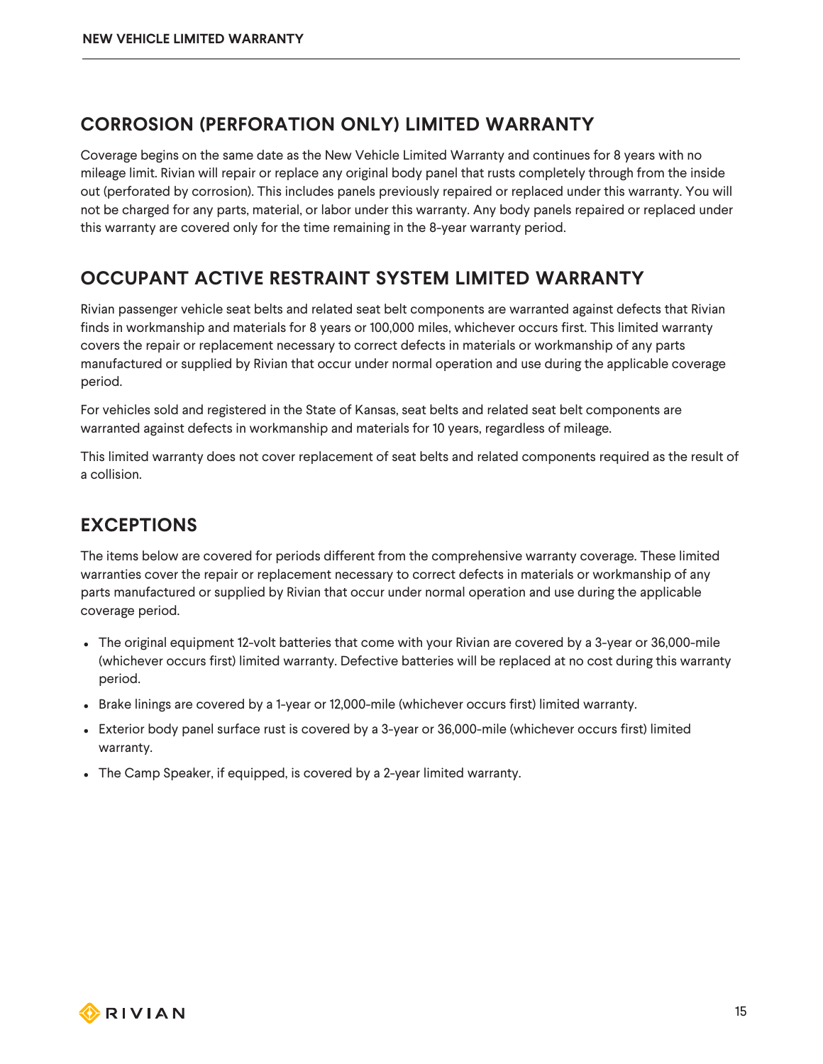## CORROSION (PERFORATION ONLY) LIMITED WARRANTY

Coverage begins on the same date as the New Vehicle Limited Warranty and continues for 8 years with no mileage limit. Rivian will repair or replace any original body panel that rusts completely through from the inside out (perforated by corrosion). This includes panels previously repaired or replaced under this warranty. You will not be charged for any parts, material, or labor under this warranty. Any body panels repaired or replaced under this warranty are covered only for the time remaining in the 8-year warranty period.

## OCCUPANT ACTIVE RESTRAINT SYSTEM LIMITED WARRANTY

Rivian passenger vehicle seat belts and related seat belt components are warranted against defects that Rivian finds in workmanship and materials for 8 years or 100,000 miles, whichever occurs first. This limited warranty covers the repair or replacement necessary to correct defects in materials or workmanship of any parts manufactured or supplied by Rivian that occur under normal operation and use during the applicable coverage period.

For vehicles sold and registered in the State of Kansas, seat belts and related seat belt components are warranted against defects in workmanship and materials for 10 years, regardless of mileage.

This limited warranty does not cover replacement of seat belts and related components required as the result of a collision.

## EXCEPTIONS

The items below are covered for periods different from the comprehensive warranty coverage. These limited warranties cover the repair or replacement necessary to correct defects in materials or workmanship of any parts manufactured or supplied by Rivian that occur under normal operation and use during the applicable coverage period.

- The original equipment 12-volt batteries that come with your Rivian are covered by a 3-year or 36,000-mile (whichever occurs first) limited warranty. Defective batteries will be replaced at no cost during this warranty period.
- Brake linings are covered by a 1-year or 12,000-mile (whichever occurs first) limited warranty.
- Exterior body panel surface rust is covered by a 3-year or 36,000-mile (whichever occurs first) limited warranty.
- The Camp Speaker, if equipped, is covered by a 2-year limited warranty.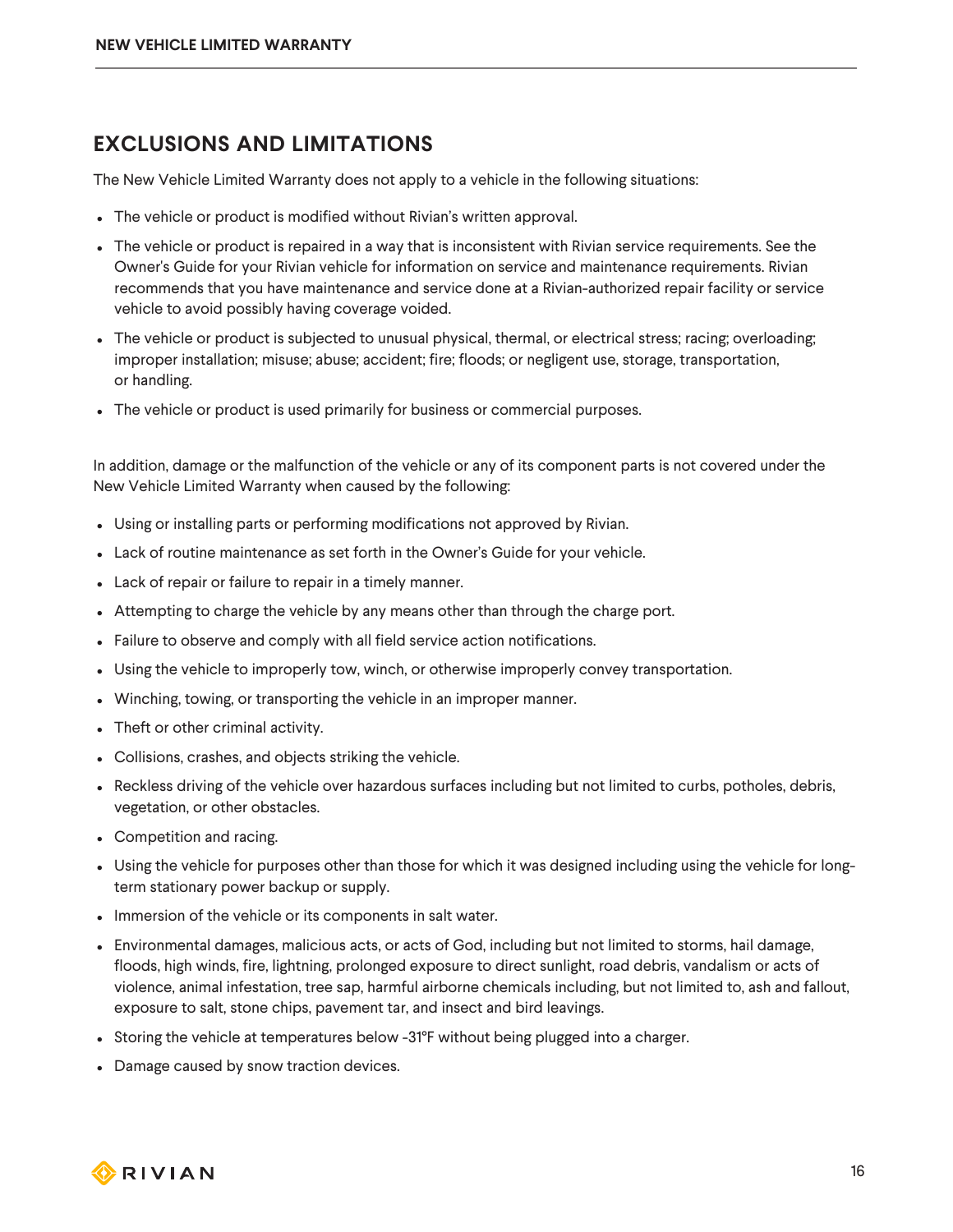## EXCLUSIONS AND LIMITATIONS

The New Vehicle Limited Warranty does not apply to a vehicle in the following situations:

- The vehicle or product is modified without Rivian's written approval.
- The vehicle or product is repaired in a way that is inconsistent with Rivian service requirements. See the Owner's Guide for your Rivian vehicle for information on service and maintenance requirements. Rivian recommends that you have maintenance and service done at a Rivian-authorized repair facility or service vehicle to avoid possibly having coverage voided.
- The vehicle or product is subjected to unusual physical, thermal, or electrical stress; racing; overloading; improper installation; misuse; abuse; accident; fire; floods; or negligent use, storage, transportation, or handling.
- The vehicle or product is used primarily for business or commercial purposes.

In addition, damage or the malfunction of the vehicle or any of its component parts is not covered under the New Vehicle Limited Warranty when caused by the following:

- Using or installing parts or performing modifications not approved by Rivian.
- Lack of routine maintenance as set forth in the Owner's Guide for your vehicle.
- Lack of repair or failure to repair in a timely manner.
- Attempting to charge the vehicle by any means other than through the charge port.
- Failure to observe and comply with all field service action notifications.
- Using the vehicle to improperly tow, winch, or otherwise improperly convey transportation.
- Winching, towing, or transporting the vehicle in an improper manner.
- Theft or other criminal activity.
- Collisions, crashes, and objects striking the vehicle.
- Reckless driving of the vehicle over hazardous surfaces including but not limited to curbs, potholes, debris, vegetation, or other obstacles.
- Competition and racing.
- Using the vehicle for purposes other than those for which it was designed including using the vehicle for long-term stationary power backup or supply.
- Immersion of the vehicle or its components in salt water.
- Environmental damages, malicious acts, or acts of God, including but not limited to storms, hail damage, floods, high winds, fire, lightning, prolonged exposure to direct sunlight, road debris, vandalism or acts of violence, animal infestation, tree sap, harmful airborne chemicals including, but not limited to, ash and fallout, exposure to salt, stone chips, pavement tar, and insect and bird leavings.
- Storing the vehicle at temperatures below -31°F without being plugged into a charger.
- Damage caused by snow traction devices.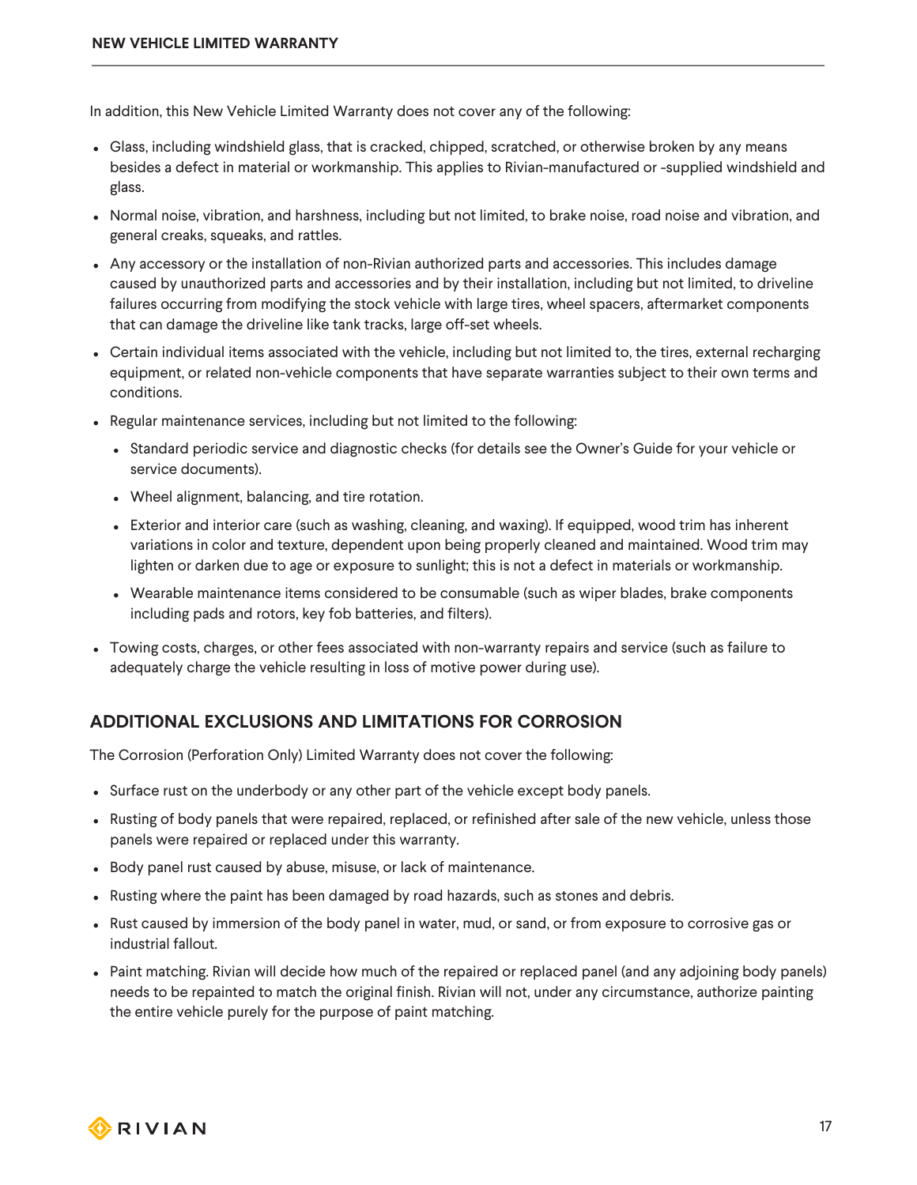In addition, this New Vehicle Limited Warranty does not cover any of the following:

- Glass, including windshield glass, that is cracked, chipped, scratched, or otherwise broken by any means besides a defect in material or workmanship. This applies to Rivian-manufactured or -supplied windshield and glass.
- Normal noise, vibration, and harshness, including but not limited, to brake noise, road noise and vibration, and general creaks, squeaks, and rattles.
- Any accessory or the installation of non-Rivian authorized parts and accessories. This includes damage caused by unauthorized parts and accessories and by their installation, including but not limited, to driveline failures occurring from modifying the stock vehicle with large tires, wheel spacers, aftermarket components that can damage the driveline like tank tracks, large off-set wheels.
- Certain individual items associated with the vehicle, including but not limited to, the tires, external recharging equipment, or related non-vehicle components that have separate warranties subject to their own terms and conditions.
- Regular maintenance services, including but not limited to the following:
  - Standard periodic service and diagnostic checks (for details see the Owner's Guide for your vehicle or service documents).
  - Wheel alignment, balancing, and tire rotation.
  - Exterior and interior care (such as washing, cleaning, and waxing). If equipped, wood trim has inherent variations in color and texture, dependent upon being properly cleaned and maintained. Wood trim may lighten or darken due to age or exposure to sunlight; this is not a defect in materials or workmanship.
  - Wearable maintenance items considered to be consumable (such as wiper blades, brake components including pads and rotors, key fob batteries, and filters).
- Towing costs, charges, or other fees associated with non-warranty repairs and service (such as failure to adequately charge the vehicle resulting in loss of motive power during use).

## ADDITIONAL EXCLUSIONS AND LIMITATIONS FOR CORROSION

The Corrosion (Perforation Only) Limited Warranty does not cover the following:

- Surface rust on the underbody or any other part of the vehicle except body panels.
- Rusting of body panels that were repaired, replaced, or refinished after sale of the new vehicle, unless those panels were repaired or replaced under this warranty.
- Body panel rust caused by abuse, misuse, or lack of maintenance.
- Rusting where the paint has been damaged by road hazards, such as stones and debris.
- Rust caused by immersion of the body panel in water, mud, or sand, or from exposure to corrosive gas or industrial fallout.
- Paint matching. Rivian will decide how much of the repaired or replaced panel (and any adjoining body panels) needs to be repainted to match the original finish. Rivian will not, under any circumstance, authorize painting the entire vehicle purely for the purpose of paint matching.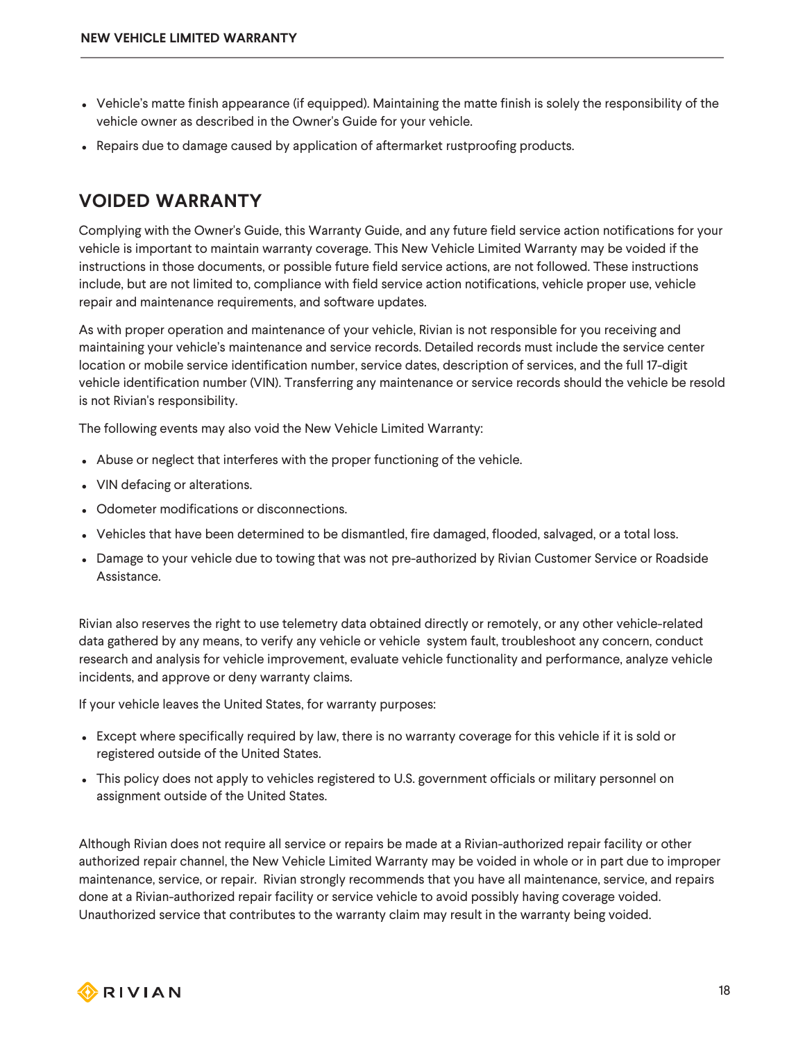- Vehicle's matte finish appearance (if equipped). Maintaining the matte finish is solely the responsibility of the vehicle owner as described in the Owner's Guide for your vehicle.
- Repairs due to damage caused by application of aftermarket rustproofing products.

## VOIDED WARRANTY

Complying with the Owner's Guide, this Warranty Guide, and any future field service action notifications for your vehicle is important to maintain warranty coverage. This New Vehicle Limited Warranty may be voided if the instructions in those documents, or possible future field service actions, are not followed. These instructions include, but are not limited to, compliance with field service action notifications, vehicle proper use, vehicle repair and maintenance requirements, and software updates.

As with proper operation and maintenance of your vehicle, Rivian is not responsible for you receiving and maintaining your vehicle's maintenance and service records. Detailed records must include the service center location or mobile service identification number, service dates, description of services, and the full 17-digit vehicle identification number (VIN). Transferring any maintenance or service records should the vehicle be resold is not Rivian's responsibility.

The following events may also void the New Vehicle Limited Warranty:

- Abuse or neglect that interferes with the proper functioning of the vehicle.
- VIN defacing or alterations.
- Odometer modifications or disconnections.
- Vehicles that have been determined to be dismantled, fire damaged, flooded, salvaged, or a total loss.
- Damage to your vehicle due to towing that was not pre-authorized by Rivian Customer Service or Roadside Assistance.

Rivian also reserves the right to use telemetry data obtained directly or remotely, or any other vehicle-related data gathered by any means, to verify any vehicle or vehicle system fault, troubleshoot any concern, conduct research and analysis for vehicle improvement, evaluate vehicle functionality and performance, analyze vehicle incidents, and approve or deny warranty claims.

If your vehicle leaves the United States, for warranty purposes:

- Except where specifically required by law, there is no warranty coverage for this vehicle if it is sold or registered outside of the United States.
- This policy does not apply to vehicles registered to U.S. government officials or military personnel on assignment outside of the United States.

Although Rivian does not require all service or repairs be made at a Rivian-authorized repair facility or other authorized repair channel, the New Vehicle Limited Warranty may be voided in whole or in part due to improper maintenance, service, or repair. Rivian strongly recommends that you have all maintenance, service, and repairs done at a Rivian-authorized repair facility or service vehicle to avoid possibly having coverage voided. Unauthorized service that contributes to the warranty claim may result in the warranty being voided.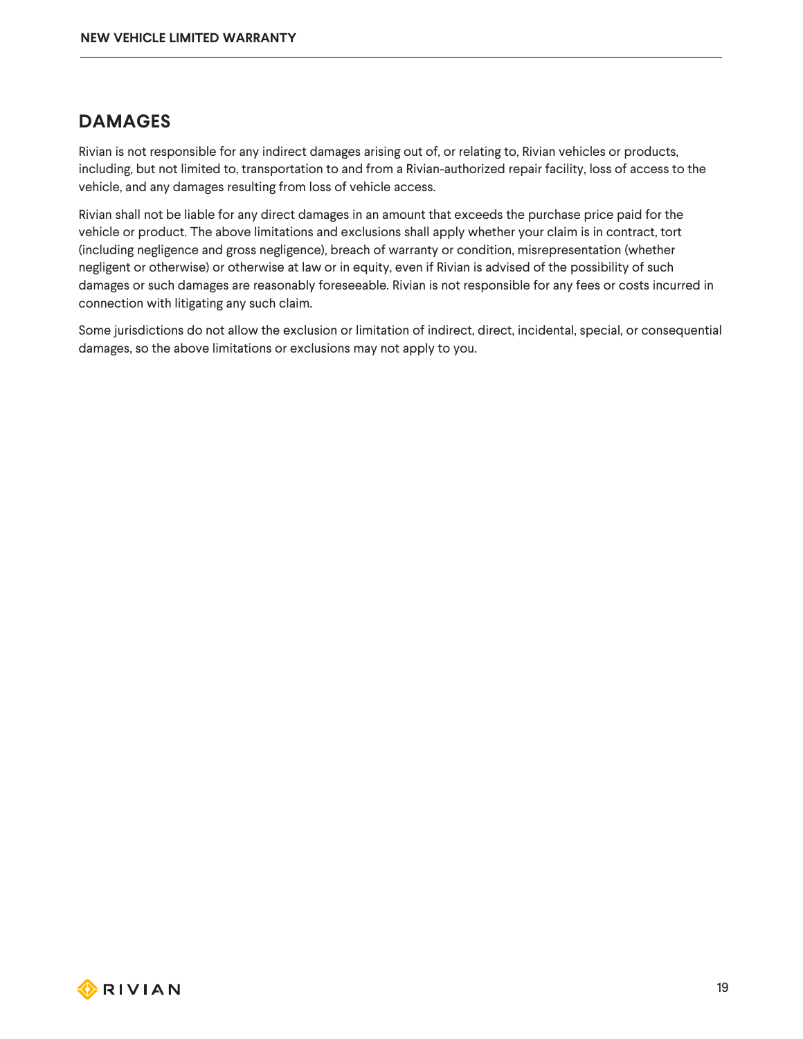## DAMAGES

Rivian is not responsible for any indirect damages arising out of, or relating to, Rivian vehicles or products, including, but not limited to, transportation to and from a Rivian-authorized repair facility, loss of access to the vehicle, and any damages resulting from loss of vehicle access.

Rivian shall not be liable for any direct damages in an amount that exceeds the purchase price paid for the vehicle or product. The above limitations and exclusions shall apply whether your claim is in contract, tort (including negligence and gross negligence), breach of warranty or condition, misrepresentation (whether negligent or otherwise) or otherwise at law or in equity, even if Rivian is advised of the possibility of such damages or such damages are reasonably foreseeable. Rivian is not responsible for any fees or costs incurred in connection with litigating any such claim.

Some jurisdictions do not allow the exclusion or limitation of indirect, direct, incidental, special, or consequential damages, so the above limitations or exclusions may not apply to you.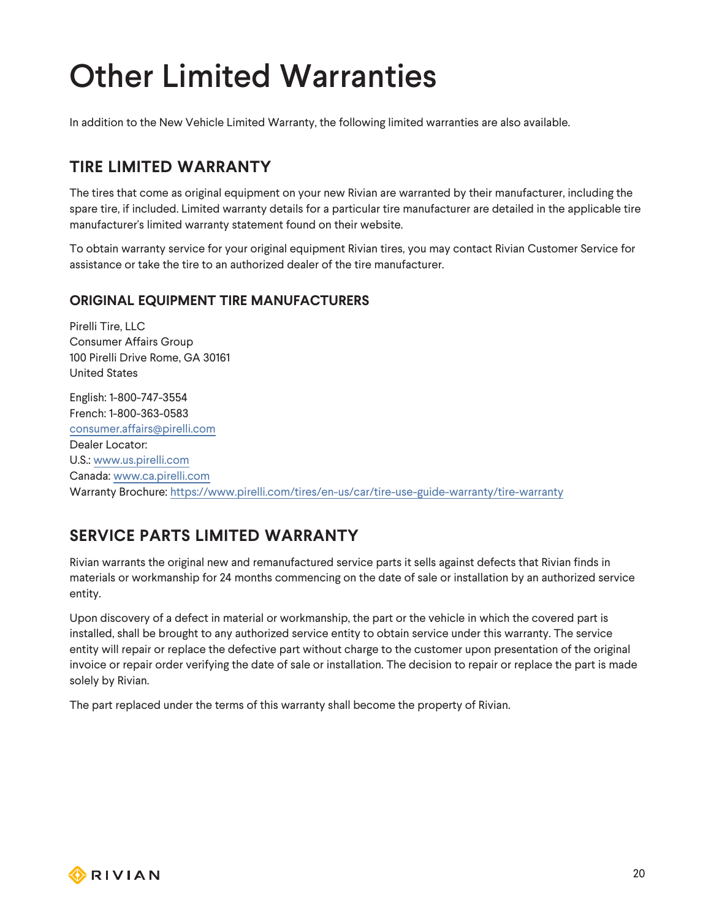# Other Limited Warranties

In addition to the New Vehicle Limited Warranty, the following limited warranties are also available.

## TIRE LIMITED WARRANTY

The tires that come as original equipment on your new Rivian are warranted by their manufacturer, including the spare tire, if included. Limited warranty details for a particular tire manufacturer are detailed in the applicable tire manufacturer's limited warranty statement found on their website.

To obtain warranty service for your original equipment Rivian tires, you may contact Rivian Customer Service for assistance or take the tire to an authorized dealer of the tire manufacturer.

### ORIGINAL EQUIPMENT TIRE MANUFACTURERS

Pirelli Tire, LLC
Consumer Affairs Group
100 Pirelli Drive Rome, GA 30161
United States

English: 1-800-747-3554
French: 1-800-363-0583
consumer.affairs@pirelli.com
Dealer Locator:
U.S.: www.us.pirelli.com
Canada: www.ca.pirelli.com
Warranty Brochure: https://www.pirelli.com/tires/en-us/car/tire-use-guide-warranty/tire-warranty

## SERVICE PARTS LIMITED WARRANTY

Rivian warrants the original new and remanufactured service parts it sells against defects that Rivian finds in materials or workmanship for 24 months commencing on the date of sale or installation by an authorized service entity.

Upon discovery of a defect in material or workmanship, the part or the vehicle in which the covered part is installed, shall be brought to any authorized service entity to obtain service under this warranty. The service entity will repair or replace the defective part without charge to the customer upon presentation of the original invoice or repair order verifying the date of sale or installation. The decision to repair or replace the part is made solely by Rivian.

The part replaced under the terms of this warranty shall become the property of Rivian.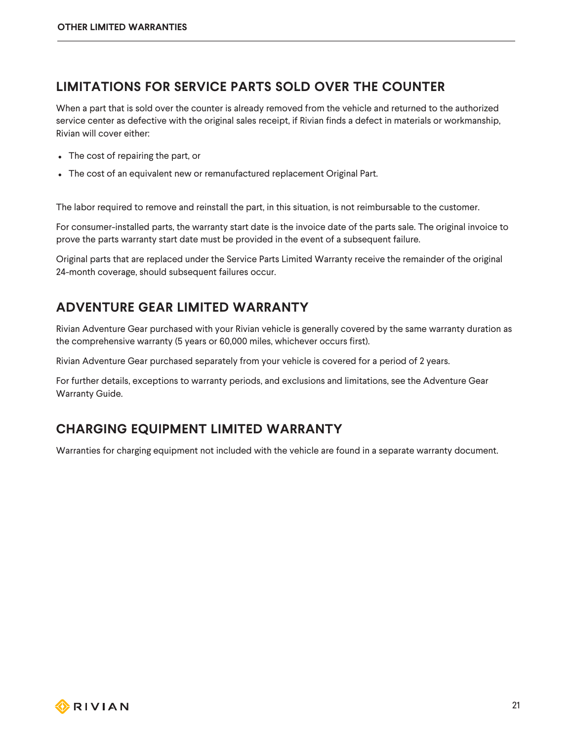## LIMITATIONS FOR SERVICE PARTS SOLD OVER THE COUNTER

When a part that is sold over the counter is already removed from the vehicle and returned to the authorized service center as defective with the original sales receipt, if Rivian finds a defect in materials or workmanship, Rivian will cover either:

- The cost of repairing the part, or
- The cost of an equivalent new or remanufactured replacement Original Part.

The labor required to remove and reinstall the part, in this situation, is not reimbursable to the customer.

For consumer-installed parts, the warranty start date is the invoice date of the parts sale. The original invoice to prove the parts warranty start date must be provided in the event of a subsequent failure.

Original parts that are replaced under the Service Parts Limited Warranty receive the remainder of the original 24-month coverage, should subsequent failures occur.

## ADVENTURE GEAR LIMITED WARRANTY

Rivian Adventure Gear purchased with your Rivian vehicle is generally covered by the same warranty duration as the comprehensive warranty (5 years or 60,000 miles, whichever occurs first).

Rivian Adventure Gear purchased separately from your vehicle is covered for a period of 2 years.

For further details, exceptions to warranty periods, and exclusions and limitations, see the Adventure Gear Warranty Guide.

## CHARGING EQUIPMENT LIMITED WARRANTY

Warranties for charging equipment not included with the vehicle are found in a separate warranty document.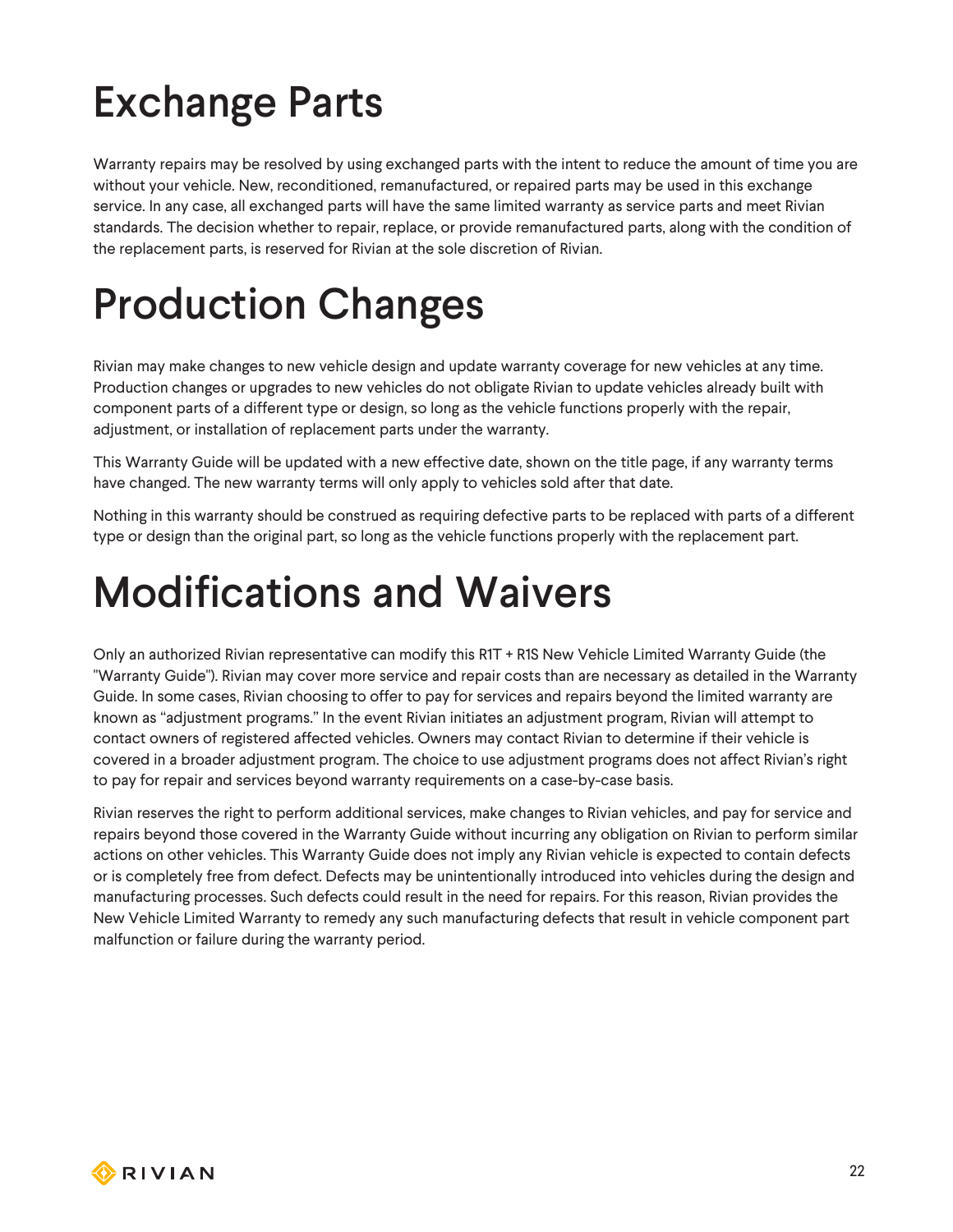# Exchange Parts

Warranty repairs may be resolved by using exchanged parts with the intent to reduce the amount of time you are without your vehicle. New, reconditioned, remanufactured, or repaired parts may be used in this exchange service. In any case, all exchanged parts will have the same limited warranty as service parts and meet Rivian standards. The decision whether to repair, replace, or provide remanufactured parts, along with the condition of the replacement parts, is reserved for Rivian at the sole discretion of Rivian.

# Production Changes

Rivian may make changes to new vehicle design and update warranty coverage for new vehicles at any time. Production changes or upgrades to new vehicles do not obligate Rivian to update vehicles already built with component parts of a different type or design, so long as the vehicle functions properly with the repair, adjustment, or installation of replacement parts under the warranty.

This Warranty Guide will be updated with a new effective date, shown on the title page, if any warranty terms have changed. The new warranty terms will only apply to vehicles sold after that date.

Nothing in this warranty should be construed as requiring defective parts to be replaced with parts of a different type or design than the original part, so long as the vehicle functions properly with the replacement part.

# Modifications and Waivers

Only an authorized Rivian representative can modify this R1T + R1S New Vehicle Limited Warranty Guide (the "Warranty Guide"). Rivian may cover more service and repair costs than are necessary as detailed in the Warranty Guide. In some cases, Rivian choosing to offer to pay for services and repairs beyond the limited warranty are known as "adjustment programs." In the event Rivian initiates an adjustment program, Rivian will attempt to contact owners of registered affected vehicles. Owners may contact Rivian to determine if their vehicle is covered in a broader adjustment program. The choice to use adjustment programs does not affect Rivian's right to pay for repair and services beyond warranty requirements on a case-by-case basis.

Rivian reserves the right to perform additional services, make changes to Rivian vehicles, and pay for service and repairs beyond those covered in the Warranty Guide without incurring any obligation on Rivian to perform similar actions on other vehicles. This Warranty Guide does not imply any Rivian vehicle is expected to contain defects or is completely free from defect. Defects may be unintentionally introduced into vehicles during the design and manufacturing processes. Such defects could result in the need for repairs. For this reason, Rivian provides the New Vehicle Limited Warranty to remedy any such manufacturing defects that result in vehicle component part malfunction or failure during the warranty period.